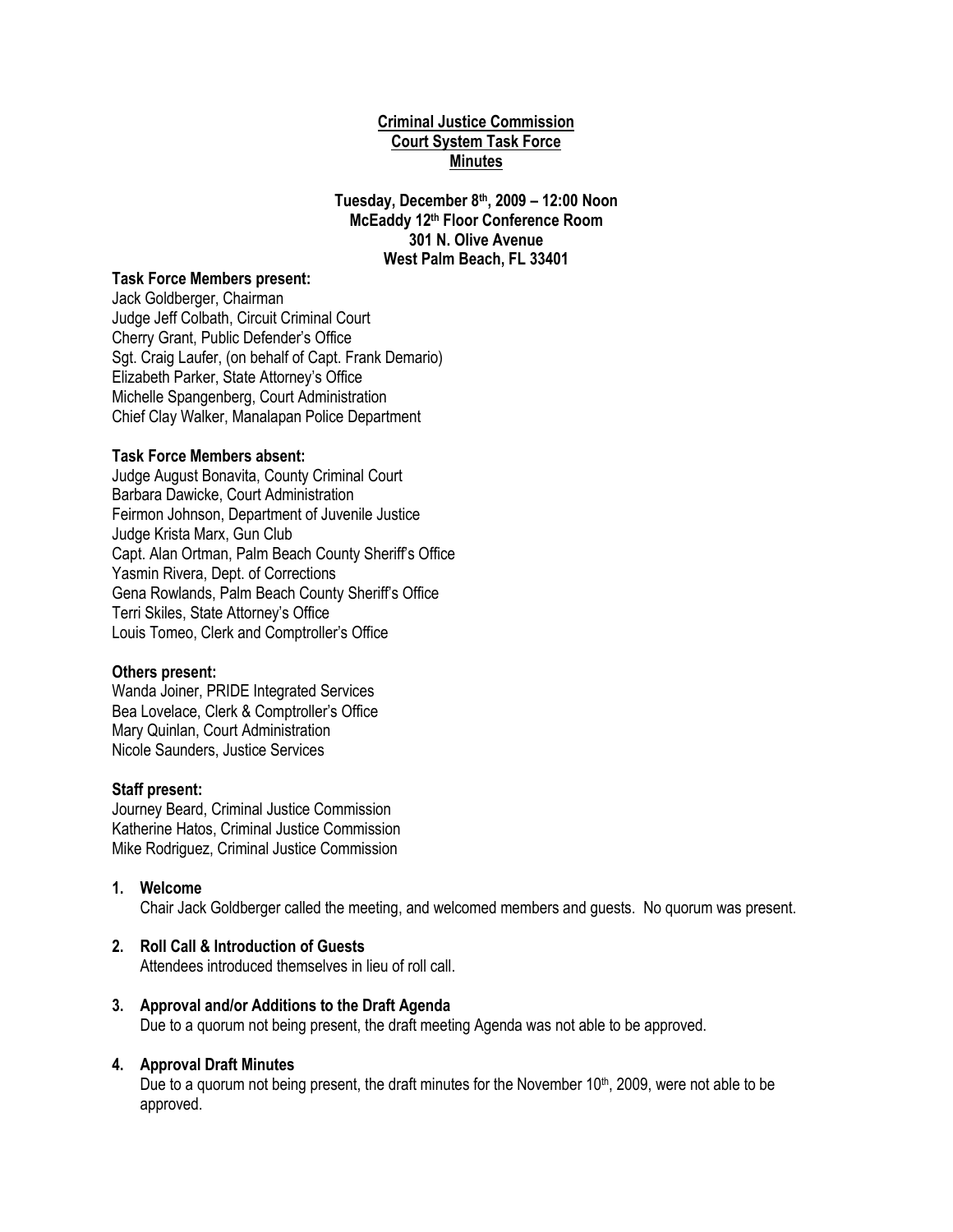**Criminal Justice Commission**
**Court System Task Force**
**Minutes**

**Tuesday, December 8th, 2009 – 12:00 Noon**
**McEaddy 12th Floor Conference Room**
**301 N. Olive Avenue**
**West Palm Beach, FL 33401**

**Task Force Members present:**
Jack Goldberger, Chairman
Judge Jeff Colbath, Circuit Criminal Court
Cherry Grant, Public Defender's Office
Sgt. Craig Laufer, (on behalf of Capt. Frank Demario)
Elizabeth Parker, State Attorney's Office
Michelle Spangenberg, Court Administration
Chief Clay Walker, Manalapan Police Department

**Task Force Members absent:**
Judge August Bonavita, County Criminal Court
Barbara Dawicke, Court Administration
Feirmon Johnson, Department of Juvenile Justice
Judge Krista Marx, Gun Club
Capt. Alan Ortman, Palm Beach County Sheriff's Office
Yasmin Rivera, Dept. of Corrections
Gena Rowlands, Palm Beach County Sheriff's Office
Terri Skiles, State Attorney's Office
Louis Tomeo, Clerk and Comptroller's Office

**Others present:**
Wanda Joiner, PRIDE Integrated Services
Bea Lovelace, Clerk & Comptroller's Office
Mary Quinlan, Court Administration
Nicole Saunders, Justice Services

**Staff present:**
Journey Beard, Criminal Justice Commission
Katherine Hatos, Criminal Justice Commission
Mike Rodriguez, Criminal Justice Commission

1. **Welcome**
   Chair Jack Goldberger called the meeting, and welcomed members and guests. No quorum was present.

2. **Roll Call & Introduction of Guests**
   Attendees introduced themselves in lieu of roll call.

3. **Approval and/or Additions to the Draft Agenda**
   Due to a quorum not being present, the draft meeting Agenda was not able to be approved.

4. **Approval Draft Minutes**
   Due to a quorum not being present, the draft minutes for the November 10th, 2009, were not able to be approved.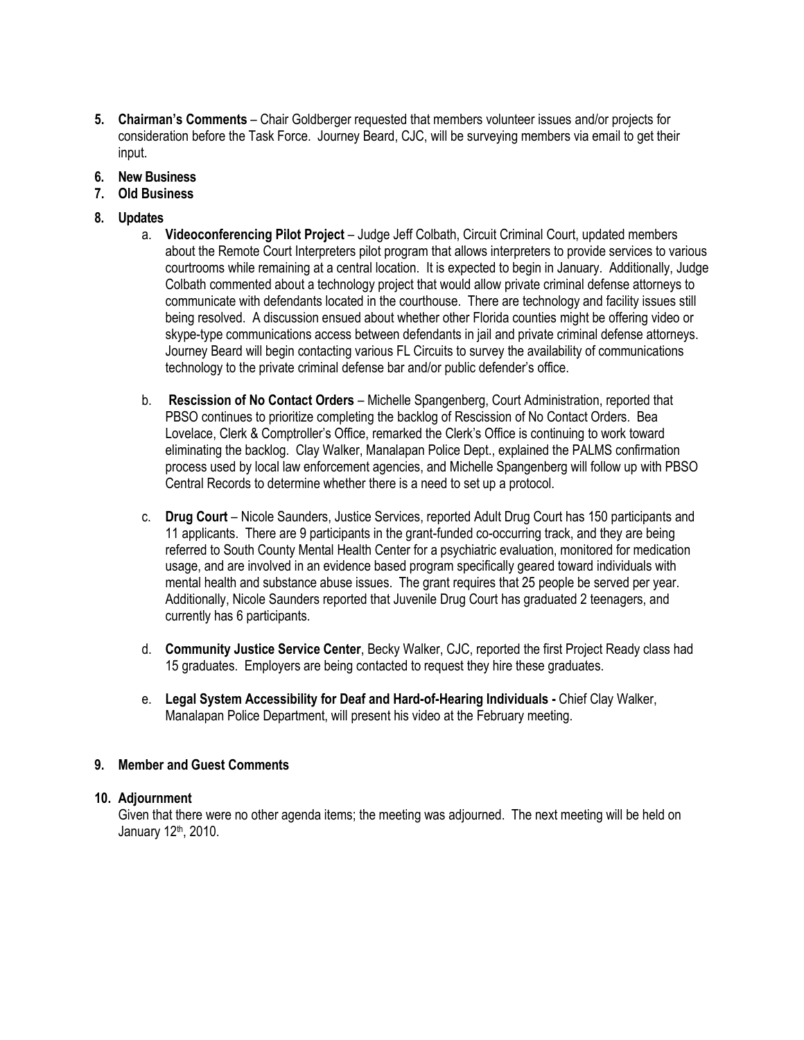**5. Chairman's Comments** – Chair Goldberger requested that members volunteer issues and/or projects for consideration before the Task Force. Journey Beard, CJC, will be surveying members via email to get their input.

**6. New Business**

**7. Old Business**

**8. Updates**

a. **Videoconferencing Pilot Project** – Judge Jeff Colbath, Circuit Criminal Court, updated members about the Remote Court Interpreters pilot program that allows interpreters to provide services to various courtrooms while remaining at a central location. It is expected to begin in January. Additionally, Judge Colbath commented about a technology project that would allow private criminal defense attorneys to communicate with defendants located in the courthouse. There are technology and facility issues still being resolved. A discussion ensued about whether other Florida counties might be offering video or skype-type communications access between defendants in jail and private criminal defense attorneys. Journey Beard will begin contacting various FL Circuits to survey the availability of communications technology to the private criminal defense bar and/or public defender's office.

b. **Rescission of No Contact Orders** – Michelle Spangenberg, Court Administration, reported that PBSO continues to prioritize completing the backlog of Rescission of No Contact Orders. Bea Lovelace, Clerk & Comptroller's Office, remarked the Clerk's Office is continuing to work toward eliminating the backlog. Clay Walker, Manalapan Police Dept., explained the PALMS confirmation process used by local law enforcement agencies, and Michelle Spangenberg will follow up with PBSO Central Records to determine whether there is a need to set up a protocol.

c. **Drug Court** – Nicole Saunders, Justice Services, reported Adult Drug Court has 150 participants and 11 applicants. There are 9 participants in the grant-funded co-occurring track, and they are being referred to South County Mental Health Center for a psychiatric evaluation, monitored for medication usage, and are involved in an evidence based program specifically geared toward individuals with mental health and substance abuse issues. The grant requires that 25 people be served per year. Additionally, Nicole Saunders reported that Juvenile Drug Court has graduated 2 teenagers, and currently has 6 participants.

d. **Community Justice Service Center**, Becky Walker, CJC, reported the first Project Ready class had 15 graduates. Employers are being contacted to request they hire these graduates.

e. **Legal System Accessibility for Deaf and Hard-of-Hearing Individuals -** Chief Clay Walker, Manalapan Police Department, will present his video at the February meeting.

**9. Member and Guest Comments**

**10. Adjournment**

Given that there were no other agenda items; the meeting was adjourned. The next meeting will be held on January 12th, 2010.